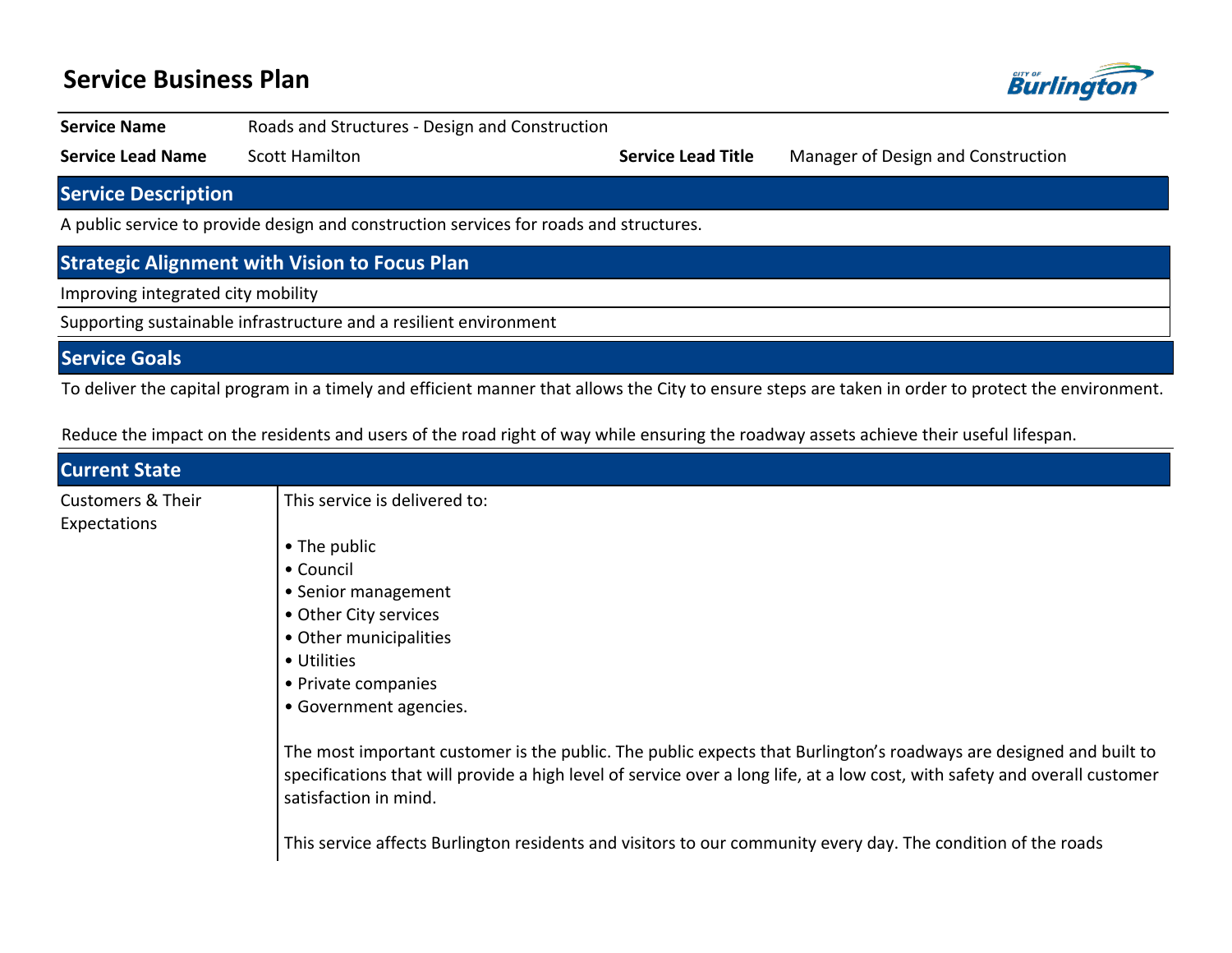# Service Business Plan

| | | | |
|---|---|---|---|
| **Service Name** | Roads and Structures - Design and Construction | | |
| **Service Lead Name** | Scott Hamilton | **Service Lead Title** | Manager of Design and Construction |

## Service Description

A public service to provide design and construction services for roads and structures.

## Strategic Alignment with Vision to Focus Plan

Improving integrated city mobility

Supporting sustainable infrastructure and a resilient environment

## Service Goals

To deliver the capital program in a timely and efficient manner that allows the City to ensure steps are taken in order to protect the environment.

Reduce the impact on the residents and users of the road right of way while ensuring the roadway assets achieve their useful lifespan.

## Current State

| | |
|---|---|
| Customers & Their Expectations | This service is delivered to:<br><br>• The public<br>• Council<br>• Senior management<br>• Other City services<br>• Other municipalities<br>• Utilities<br>• Private companies<br>• Government agencies.<br><br>The most important customer is the public. The public expects that Burlington's roadways are designed and built to specifications that will provide a high level of service over a long life, at a low cost, with safety and overall customer satisfaction in mind.<br><br>This service affects Burlington residents and visitors to our community every day. The condition of the roads |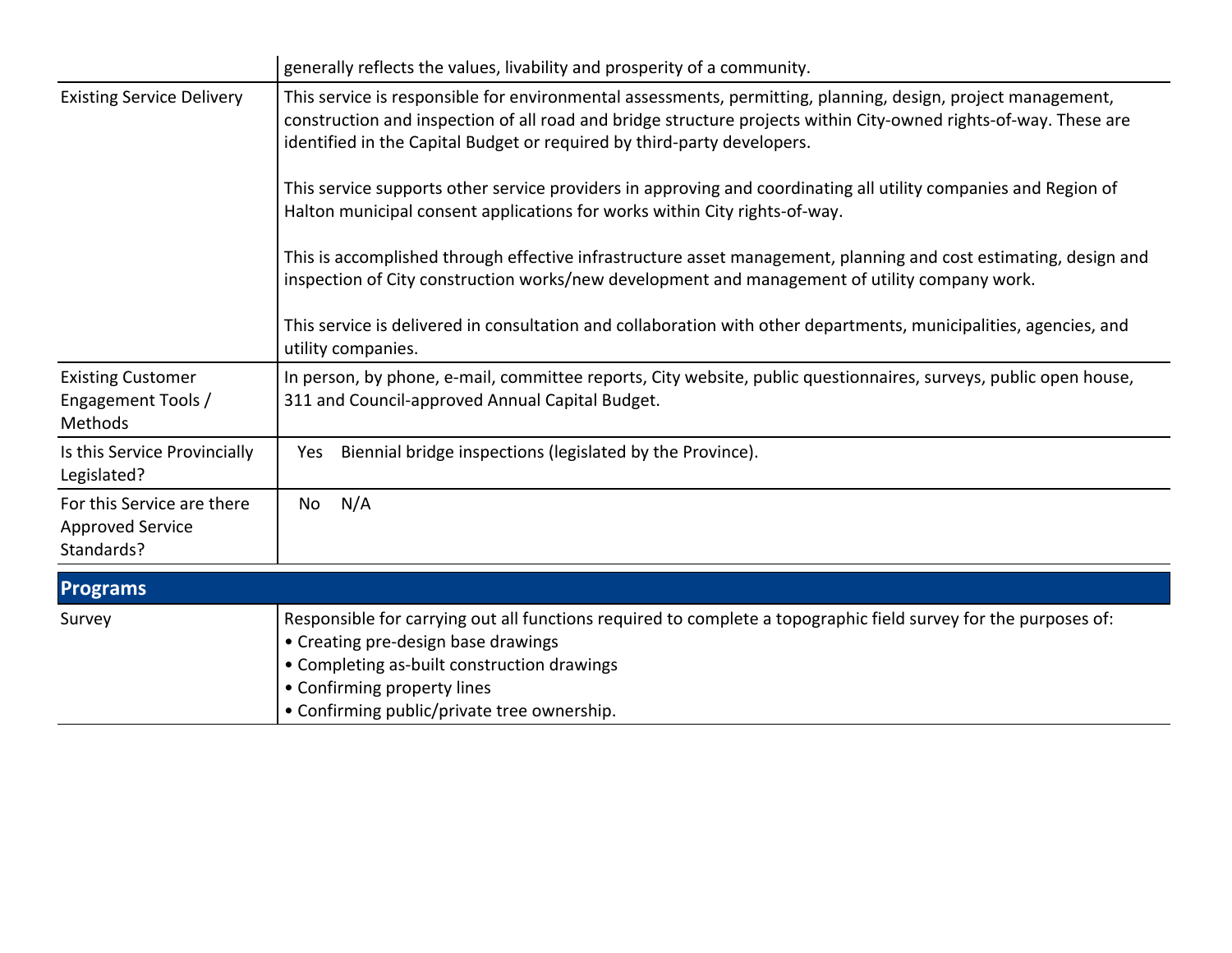| | |
|---|---|
| | generally reflects the values, livability and prosperity of a community. |
| Existing Service Delivery | This service is responsible for environmental assessments, permitting, planning, design, project management, construction and inspection of all road and bridge structure projects within City-owned rights-of-way. These are identified in the Capital Budget or required by third-party developers.<br><br>This service supports other service providers in approving and coordinating all utility companies and Region of Halton municipal consent applications for works within City rights-of-way.<br><br>This is accomplished through effective infrastructure asset management, planning and cost estimating, design and inspection of City construction works/new development and management of utility company work.<br><br>This service is delivered in consultation and collaboration with other departments, municipalities, agencies, and utility companies. |
| Existing Customer Engagement Tools / Methods | In person, by phone, e-mail, committee reports, City website, public questionnaires, surveys, public open house, 311 and Council-approved Annual Capital Budget. |
| Is this Service Provincially Legislated? | Yes Biennial bridge inspections (legislated by the Province). |
| For this Service are there Approved Service Standards? | No N/A |

## Programs

| | |
|---|---|
| Survey | Responsible for carrying out all functions required to complete a topographic field survey for the purposes of:<br>• Creating pre-design base drawings<br>• Completing as-built construction drawings<br>• Confirming property lines<br>• Confirming public/private tree ownership. |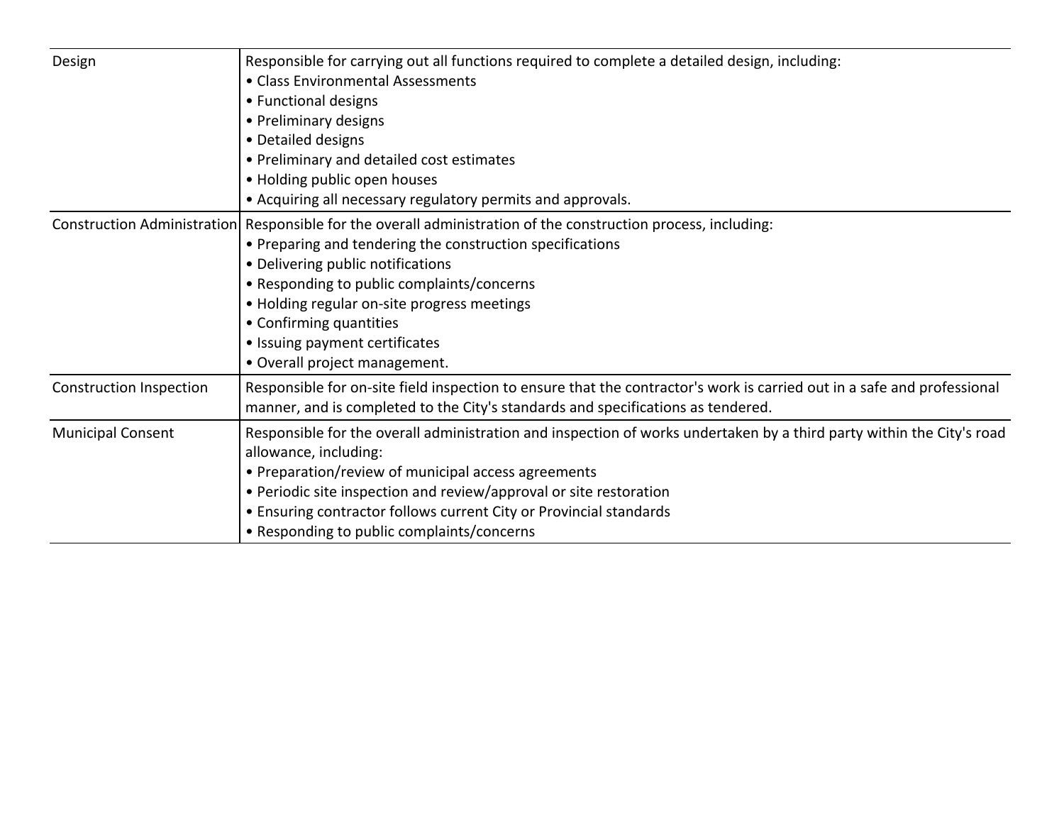| | |
|---|---|
| Design | Responsible for carrying out all functions required to complete a detailed design, including:<br>• Class Environmental Assessments<br>• Functional designs<br>• Preliminary designs<br>• Detailed designs<br>• Preliminary and detailed cost estimates<br>• Holding public open houses<br>• Acquiring all necessary regulatory permits and approvals. |
| Construction Administration | Responsible for the overall administration of the construction process, including:<br>• Preparing and tendering the construction specifications<br>• Delivering public notifications<br>• Responding to public complaints/concerns<br>• Holding regular on-site progress meetings<br>• Confirming quantities<br>• Issuing payment certificates<br>• Overall project management. |
| Construction Inspection | Responsible for on-site field inspection to ensure that the contractor's work is carried out in a safe and professional manner, and is completed to the City's standards and specifications as tendered. |
| Municipal Consent | Responsible for the overall administration and inspection of works undertaken by a third party within the City's road allowance, including:<br>• Preparation/review of municipal access agreements<br>• Periodic site inspection and review/approval or site restoration<br>• Ensuring contractor follows current City or Provincial standards<br>• Responding to public complaints/concerns |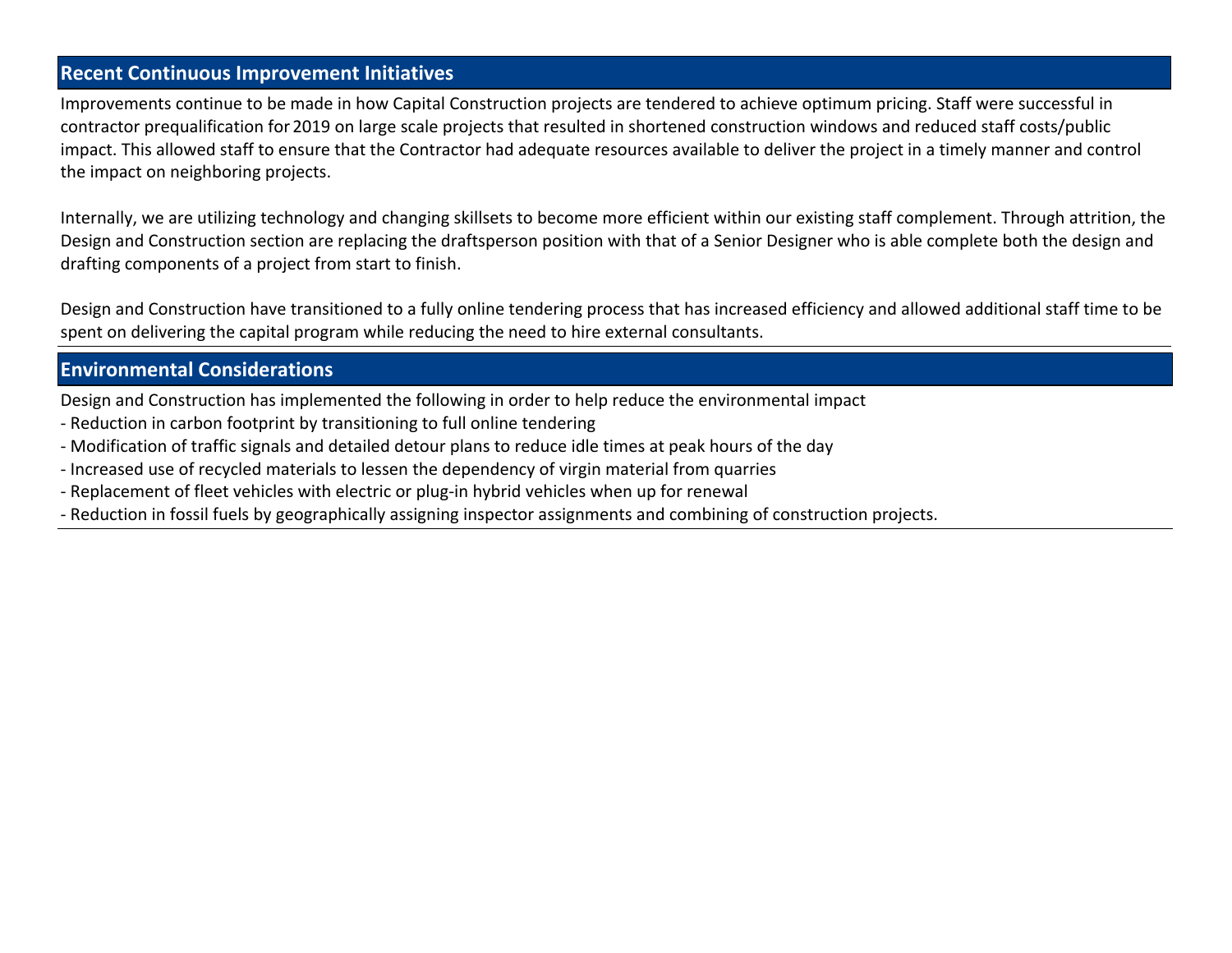## Recent Continuous Improvement Initiatives

Improvements continue to be made in how Capital Construction projects are tendered to achieve optimum pricing. Staff were successful in contractor prequalification for 2019 on large scale projects that resulted in shortened construction windows and reduced staff costs/public impact. This allowed staff to ensure that the Contractor had adequate resources available to deliver the project in a timely manner and control the impact on neighboring projects.

Internally, we are utilizing technology and changing skillsets to become more efficient within our existing staff complement. Through attrition, the Design and Construction section are replacing the draftsperson position with that of a Senior Designer who is able complete both the design and drafting components of a project from start to finish.

Design and Construction have transitioned to a fully online tendering process that has increased efficiency and allowed additional staff time to be spent on delivering the capital program while reducing the need to hire external consultants.

## Environmental Considerations

Design and Construction has implemented the following in order to help reduce the environmental impact

- Reduction in carbon footprint by transitioning to full online tendering
- Modification of traffic signals and detailed detour plans to reduce idle times at peak hours of the day
- Increased use of recycled materials to lessen the dependency of virgin material from quarries
- Replacement of fleet vehicles with electric or plug-in hybrid vehicles when up for renewal
- Reduction in fossil fuels by geographically assigning inspector assignments and combining of construction projects.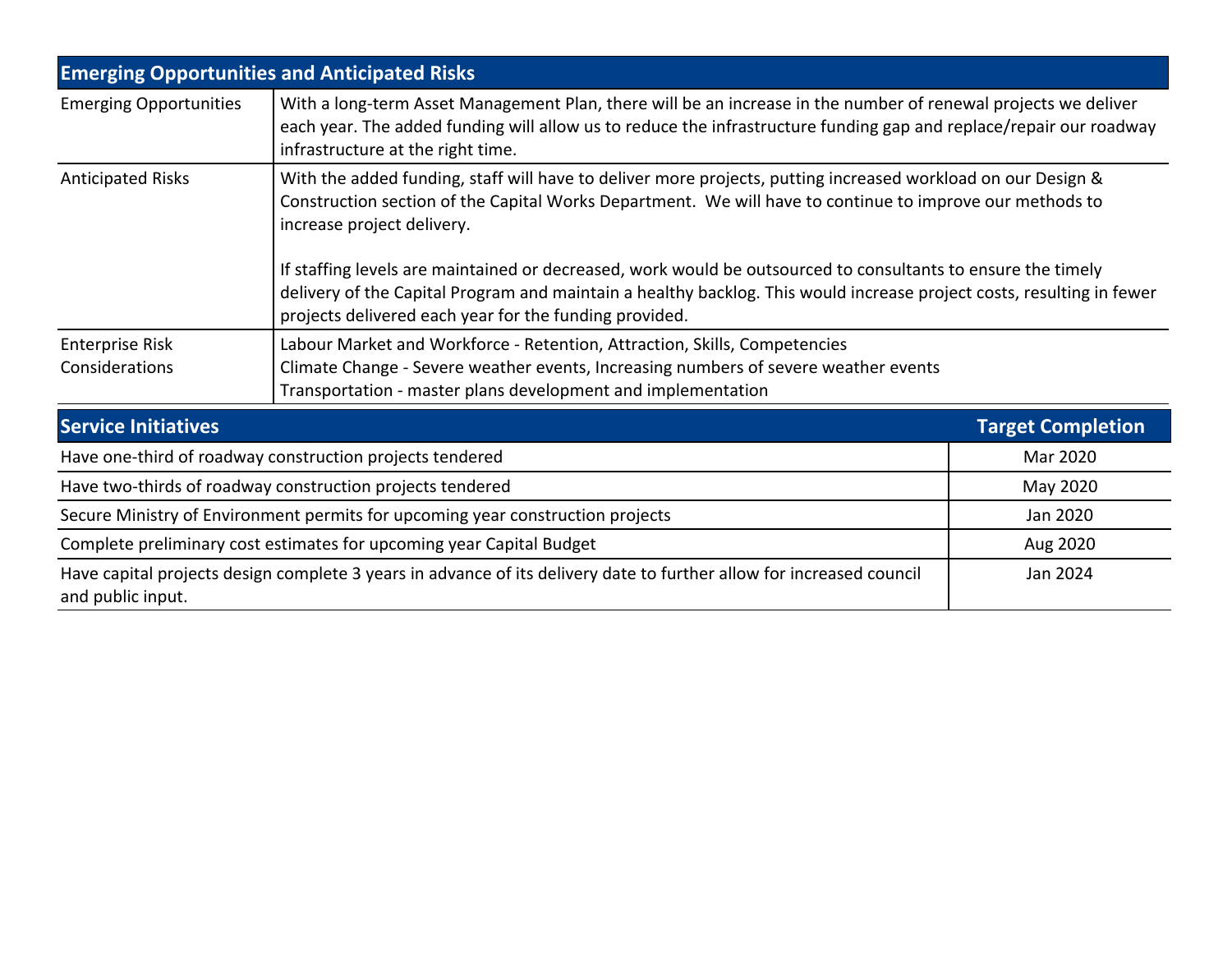| Emerging Opportunities and Anticipated Risks | |
|---|---|
| Emerging Opportunities | With a long-term Asset Management Plan, there will be an increase in the number of renewal projects we deliver each year. The added funding will allow us to reduce the infrastructure funding gap and replace/repair our roadway infrastructure at the right time. |
| Anticipated Risks | With the added funding, staff will have to deliver more projects, putting increased workload on our Design & Construction section of the Capital Works Department. We will have to continue to improve our methods to increase project delivery.<br><br>If staffing levels are maintained or decreased, work would be outsourced to consultants to ensure the timely delivery of the Capital Program and maintain a healthy backlog. This would increase project costs, resulting in fewer projects delivered each year for the funding provided. |
| Enterprise Risk Considerations | Labour Market and Workforce - Retention, Attraction, Skills, Competencies<br>Climate Change - Severe weather events, Increasing numbers of severe weather events<br>Transportation - master plans development and implementation |

| Service Initiatives | Target Completion |
|---|---|
| Have one-third of roadway construction projects tendered | Mar 2020 |
| Have two-thirds of roadway construction projects tendered | May 2020 |
| Secure Ministry of Environment permits for upcoming year construction projects | Jan 2020 |
| Complete preliminary cost estimates for upcoming year Capital Budget | Aug 2020 |
| Have capital projects design complete 3 years in advance of its delivery date to further allow for increased council and public input. | Jan 2024 |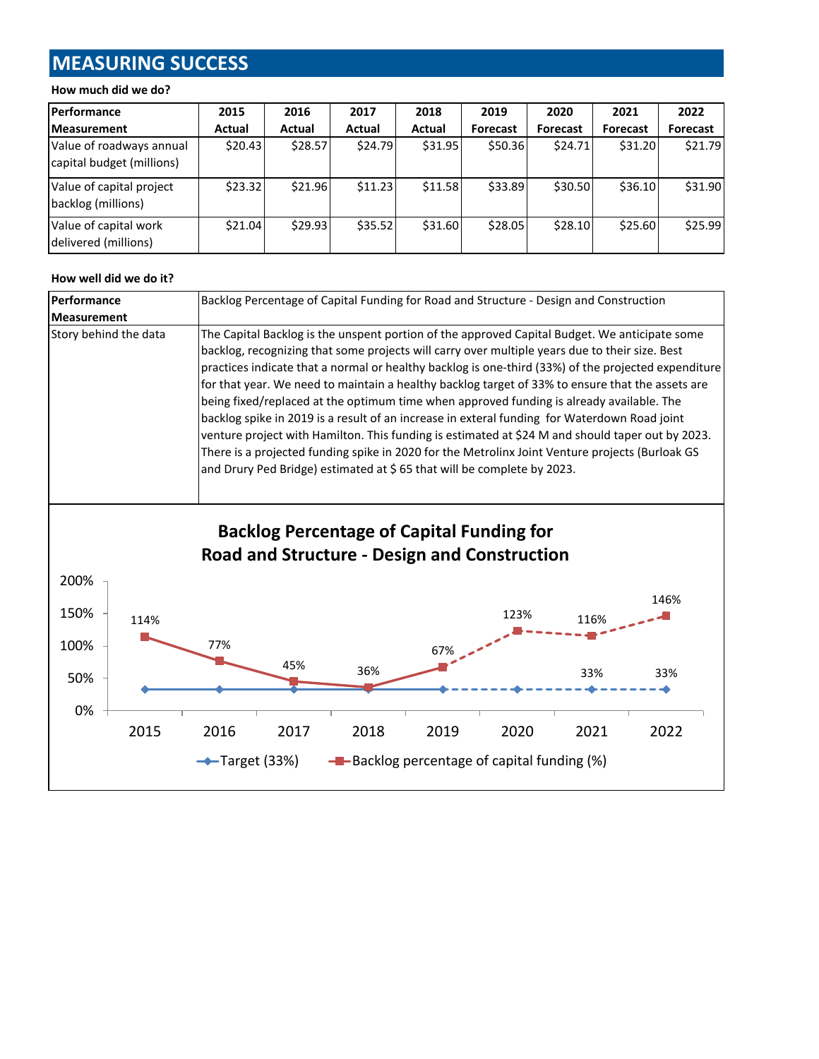# MEASURING SUCCESS

**How much did we do?**

| Performance Measurement | 2015 Actual | 2016 Actual | 2017 Actual | 2018 Actual | 2019 Forecast | 2020 Forecast | 2021 Forecast | 2022 Forecast |
|---|---|---|---|---|---|---|---|---|
| Value of roadways annual capital budget (millions) | $20.43 | $28.57 | $24.79 | $31.95 | $50.36 | $24.71 | $31.20 | $21.79 |
| Value of capital project backlog (millions) | $23.32 | $21.96 | $11.23 | $11.58 | $33.89 | $30.50 | $36.10 | $31.90 |
| Value of capital work delivered (millions) | $21.04 | $29.93 | $35.52 | $31.60 | $28.05 | $28.10 | $25.60 | $25.99 |

**How well did we do it?**

| Performance Measurement | Backlog Percentage of Capital Funding for Road and Structure - Design and Construction |
|---|---|
| Story behind the data | The Capital Backlog is the unspent portion of the approved Capital Budget. We anticipate some backlog, recognizing that some projects will carry over multiple years due to their size. Best practices indicate that a normal or healthy backlog is one-third (33%) of the projected expenditure for that year. We need to maintain a healthy backlog target of 33% to ensure that the assets are being fixed/replaced at the optimum time when approved funding is already available. The backlog spike in 2019 is a result of an increase in exteral funding for Waterdown Road joint venture project with Hamilton. This funding is estimated at $24 M and should taper out by 2023. There is a projected funding spike in 2020 for the Metrolinx Joint Venture projects (Burloak GS and Drury Ped Bridge) estimated at $ 65 that will be complete by 2023. |

**Backlog Percentage of Capital Funding for Road and Structure - Design and Construction**

| Year | Target (33%) | Backlog percentage of capital funding (%) |
|---|---|---|
| 2015 | 33% | 114% |
| 2016 | 33% | 77% |
| 2017 | 33% | 45% |
| 2018 | 33% | 36% |
| 2019 | 33% | 67% |
| 2020 | 33% | 123% |
| 2021 | 33% | 116% |
| 2022 | 33% | 146% |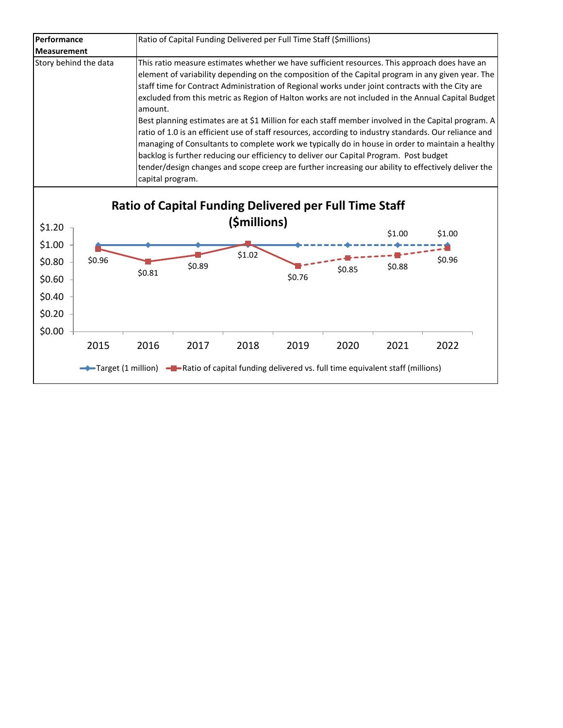| Performance Measurement | Ratio of Capital Funding Delivered per Full Time Staff ($millions) |
|---|---|
| Story behind the data | This ratio measure estimates whether we have sufficient resources. This approach does have an element of variability depending on the composition of the Capital program in any given year. The staff time for Contract Administration of Regional works under joint contracts with the City are excluded from this metric as Region of Halton works are not included in the Annual Capital Budget amount.<br>Best planning estimates are at $1 Million for each staff member involved in the Capital program. A ratio of 1.0 is an efficient use of staff resources, according to industry standards. Our reliance and managing of Consultants to complete work we typically do in house in order to maintain a healthy backlog is further reducing our efficiency to deliver our Capital Program. Post budget tender/design changes and scope creep are further increasing our ability to effectively deliver the capital program. |

**Ratio of Capital Funding Delivered per Full Time Staff ($millions)**

| Year | Target (1 million) | Ratio of capital funding delivered vs. full time equivalent staff (millions) |
|---|---|---|
| 2015 | $1.00 | $0.96 |
| 2016 | $1.00 | $0.81 |
| 2017 | $1.00 | $0.89 |
| 2018 | $1.00 | $1.02 |
| 2019 | $1.00 | $0.76 |
| 2020 | $1.00 | $0.85 |
| 2021 | $1.00 | $0.88 |
| 2022 | $1.00 | $0.96 |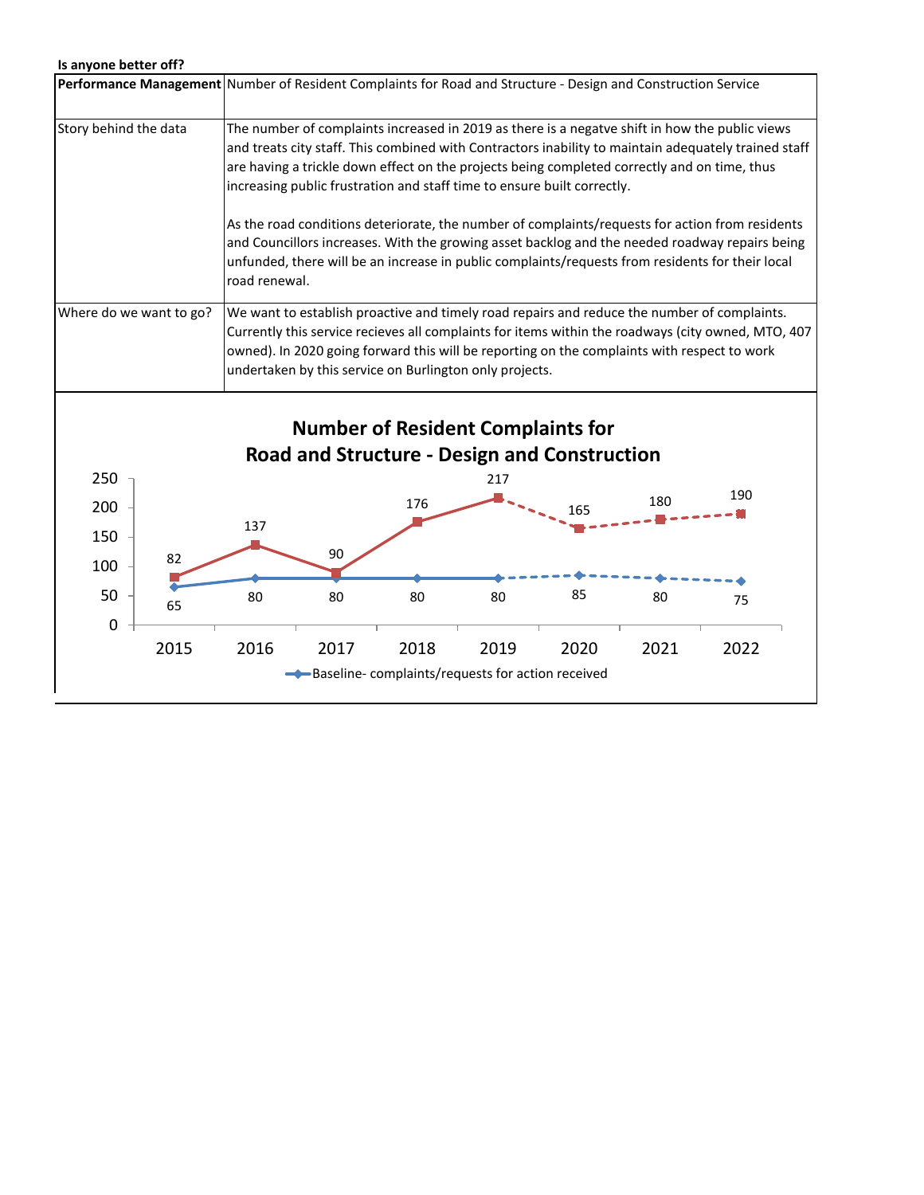**Is anyone better off?**

| | |
|---|---|
| **Performance Management** | Number of Resident Complaints for Road and Structure - Design and Construction Service |
| Story behind the data | The number of complaints increased in 2019 as there is a negatve shift in how the public views and treats city staff. This combined with Contractors inability to maintain adequately trained staff are having a trickle down effect on the projects being completed correctly and on time, thus increasing public frustration and staff time to ensure built correctly.<br><br>As the road conditions deteriorate, the number of complaints/requests for action from residents and Councillors increases. With the growing asset backlog and the needed roadway repairs being unfunded, there will be an increase in public complaints/requests from residents for their local road renewal. |
| Where do we want to go? | We want to establish proactive and timely road repairs and reduce the number of complaints. Currently this service recieves all complaints for items within the roadways (city owned, MTO, 407 owned). In 2020 going forward this will be reporting on the complaints with respect to work undertaken by this service on Burlington only projects. |

**Number of Resident Complaints for Road and Structure - Design and Construction**

250
200
150
100
50
0

82, 137, 90, 176, 217, 165, 180, 190

65, 80, 80, 80, 80, 85, 80, 75

2015 2016 2017 2018 2019 2020 2021 2022

Baseline- complaints/requests for action received